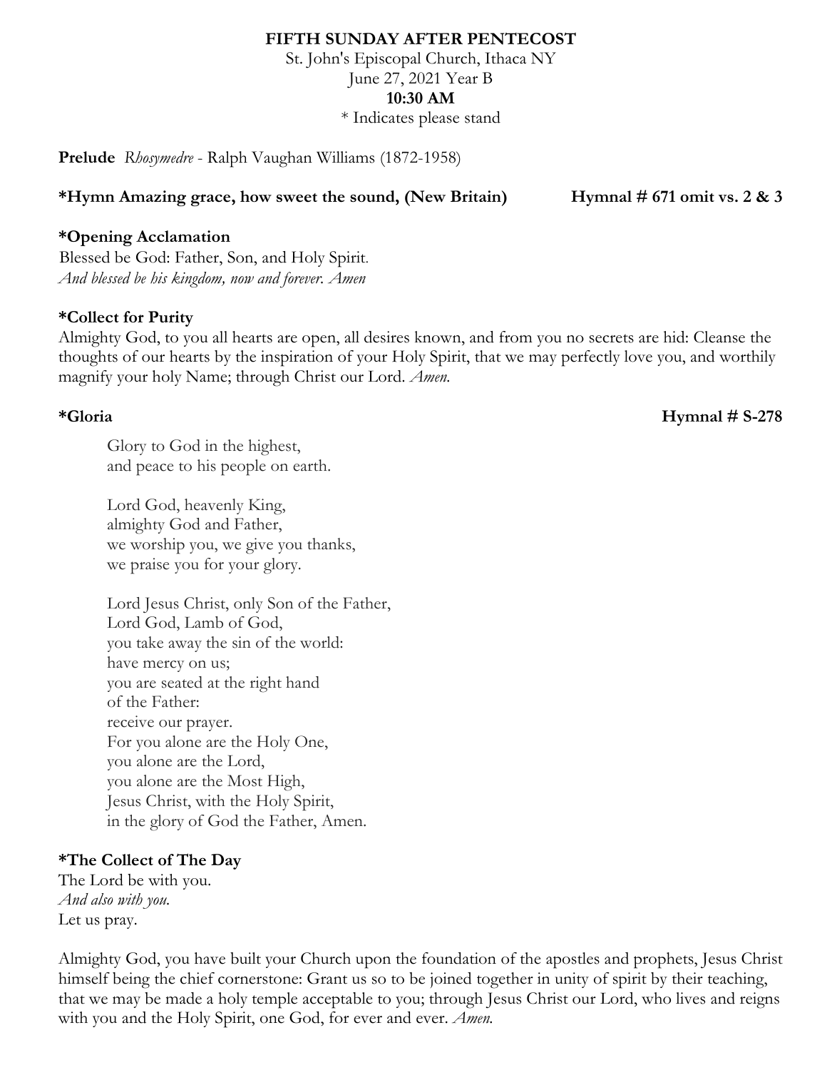# FIFTH SUNDAY AFTER PENTECOST

St. John's Episcopal Church, Ithaca NY
June 27, 2021 Year B
**10:30 AM**
* Indicates please stand

**Prelude** *Rhosymedre* - Ralph Vaughan Williams (1872-1958)

**\*Hymn Amazing grace, how sweet the sound, (New Britain) Hymnal # 671 omit vs. 2 & 3**

**\*Opening Acclamation**

Blessed be God: Father, Son, and Holy Spirit.
*And blessed be his kingdom, now and forever. Amen*

**\*Collect for Purity**

Almighty God, to you all hearts are open, all desires known, and from you no secrets are hid: Cleanse the thoughts of our hearts by the inspiration of your Holy Spirit, that we may perfectly love you, and worthily magnify your holy Name; through Christ our Lord. *Amen.*

**\*Gloria Hymnal # S-278**

Glory to God in the highest,
and peace to his people on earth.

Lord God, heavenly King,
almighty God and Father,
we worship you, we give you thanks,
we praise you for your glory.

Lord Jesus Christ, only Son of the Father,
Lord God, Lamb of God,
you take away the sin of the world:
have mercy on us;
you are seated at the right hand
of the Father:
receive our prayer.
For you alone are the Holy One,
you alone are the Lord,
you alone are the Most High,
Jesus Christ, with the Holy Spirit,
in the glory of God the Father, Amen.

**\*The Collect of The Day**

The Lord be with you.
*And also with you.*
Let us pray.

Almighty God, you have built your Church upon the foundation of the apostles and prophets, Jesus Christ himself being the chief cornerstone: Grant us so to be joined together in unity of spirit by their teaching, that we may be made a holy temple acceptable to you; through Jesus Christ our Lord, who lives and reigns with you and the Holy Spirit, one God, for ever and ever. *Amen.*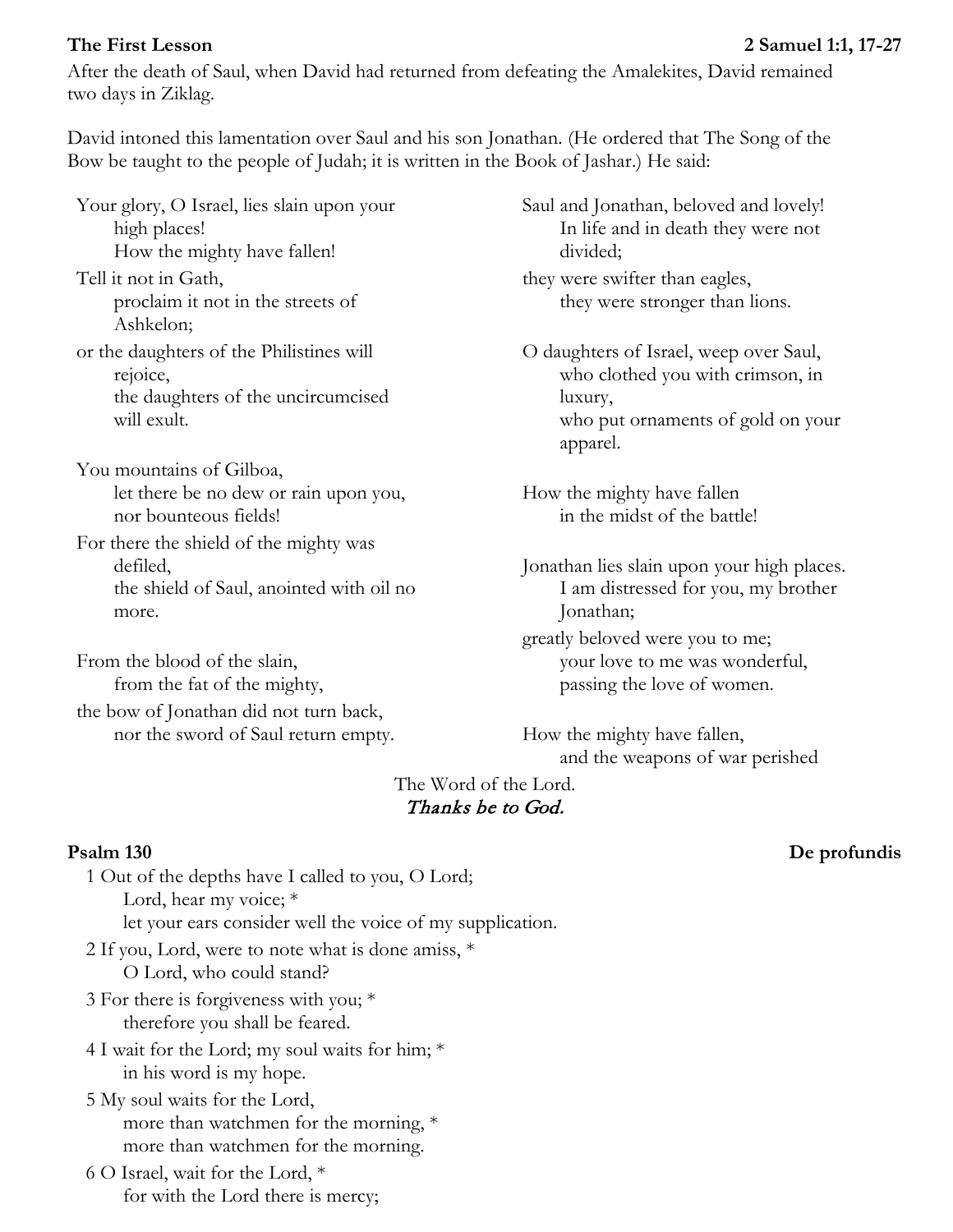**The First Lesson** **2 Samuel 1:1, 17-27**

After the death of Saul, when David had returned from defeating the Amalekites, David remained two days in Ziklag.

David intoned this lamentation over Saul and his son Jonathan. (He ordered that The Song of the Bow be taught to the people of Judah; it is written in the Book of Jashar.) He said:

Your glory, O Israel, lies slain upon your high places!
How the mighty have fallen!
Tell it not in Gath,
proclaim it not in the streets of Ashkelon;
or the daughters of the Philistines will rejoice,
the daughters of the uncircumcised will exult.

You mountains of Gilboa,
let there be no dew or rain upon you,
nor bounteous fields!
For there the shield of the mighty was defiled,
the shield of Saul, anointed with oil no more.

From the blood of the slain,
from the fat of the mighty,
the bow of Jonathan did not turn back,
nor the sword of Saul return empty.

Saul and Jonathan, beloved and lovely!
In life and in death they were not divided;
they were swifter than eagles,
they were stronger than lions.

O daughters of Israel, weep over Saul,
who clothed you with crimson, in luxury,
who put ornaments of gold on your apparel.

How the mighty have fallen
in the midst of the battle!

Jonathan lies slain upon your high places.
I am distressed for you, my brother Jonathan;
greatly beloved were you to me;
your love to me was wonderful,
passing the love of women.

How the mighty have fallen,
and the weapons of war perished

The Word of the Lord.
*Thanks be to God.*

**Psalm 130** **De profundis**

1 Out of the depths have I called to you, O Lord;
Lord, hear my voice; *
let your ears consider well the voice of my supplication.

2 If you, Lord, were to note what is done amiss, *
O Lord, who could stand?

3 For there is forgiveness with you; *
therefore you shall be feared.

4 I wait for the Lord; my soul waits for him; *
in his word is my hope.

5 My soul waits for the Lord,
more than watchmen for the morning, *
more than watchmen for the morning.

6 O Israel, wait for the Lord, *
for with the Lord there is mercy;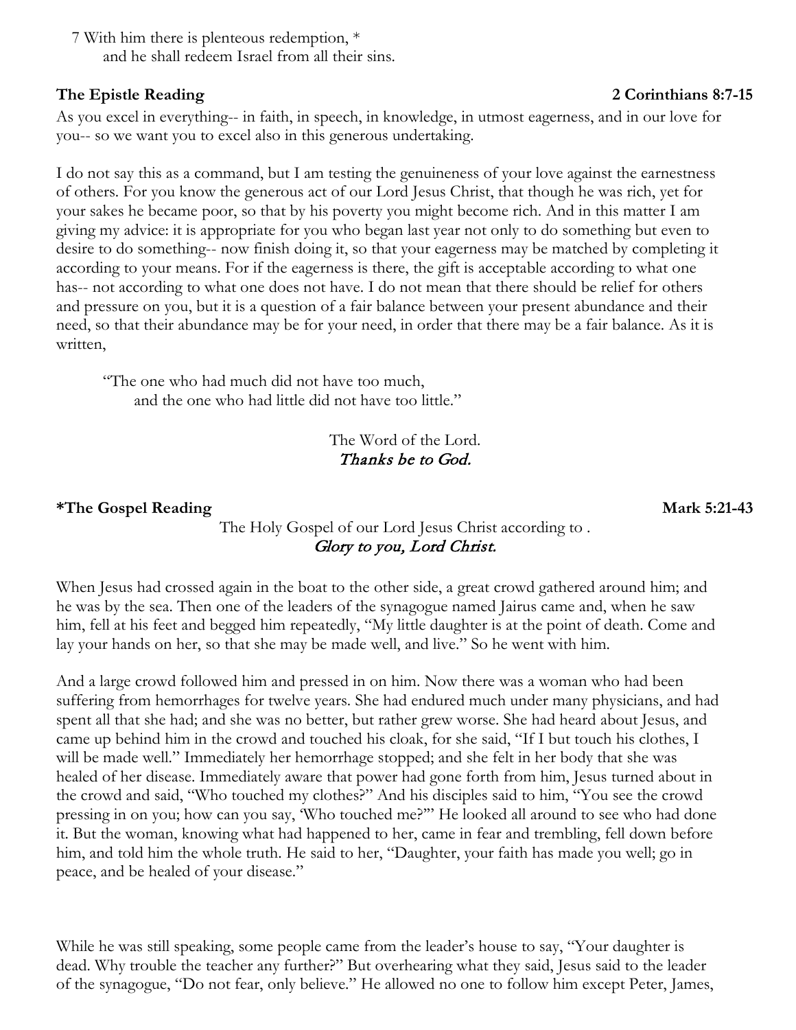7 With him there is plenteous redemption, *
 and he shall redeem Israel from all their sins.

**The Epistle Reading** **2 Corinthians 8:7-15**

As you excel in everything-- in faith, in speech, in knowledge, in utmost eagerness, and in our love for you-- so we want you to excel also in this generous undertaking.

I do not say this as a command, but I am testing the genuineness of your love against the earnestness of others. For you know the generous act of our Lord Jesus Christ, that though he was rich, yet for your sakes he became poor, so that by his poverty you might become rich. And in this matter I am giving my advice: it is appropriate for you who began last year not only to do something but even to desire to do something-- now finish doing it, so that your eagerness may be matched by completing it according to your means. For if the eagerness is there, the gift is acceptable according to what one has-- not according to what one does not have. I do not mean that there should be relief for others and pressure on you, but it is a question of a fair balance between your present abundance and their need, so that their abundance may be for your need, in order that there may be a fair balance. As it is written,

> "The one who had much did not have too much,
> and the one who had little did not have too little."

The Word of the Lord.
*Thanks be to God.*

**\*The Gospel Reading** **Mark 5:21-43**

The Holy Gospel of our Lord Jesus Christ according to .
*Glory to you, Lord Christ.*

When Jesus had crossed again in the boat to the other side, a great crowd gathered around him; and he was by the sea. Then one of the leaders of the synagogue named Jairus came and, when he saw him, fell at his feet and begged him repeatedly, "My little daughter is at the point of death. Come and lay your hands on her, so that she may be made well, and live." So he went with him.

And a large crowd followed him and pressed in on him. Now there was a woman who had been suffering from hemorrhages for twelve years. She had endured much under many physicians, and had spent all that she had; and she was no better, but rather grew worse. She had heard about Jesus, and came up behind him in the crowd and touched his cloak, for she said, "If I but touch his clothes, I will be made well." Immediately her hemorrhage stopped; and she felt in her body that she was healed of her disease. Immediately aware that power had gone forth from him, Jesus turned about in the crowd and said, "Who touched my clothes?" And his disciples said to him, "You see the crowd pressing in on you; how can you say, 'Who touched me?'" He looked all around to see who had done it. But the woman, knowing what had happened to her, came in fear and trembling, fell down before him, and told him the whole truth. He said to her, "Daughter, your faith has made you well; go in peace, and be healed of your disease."

While he was still speaking, some people came from the leader's house to say, "Your daughter is dead. Why trouble the teacher any further?" But overhearing what they said, Jesus said to the leader of the synagogue, "Do not fear, only believe." He allowed no one to follow him except Peter, James,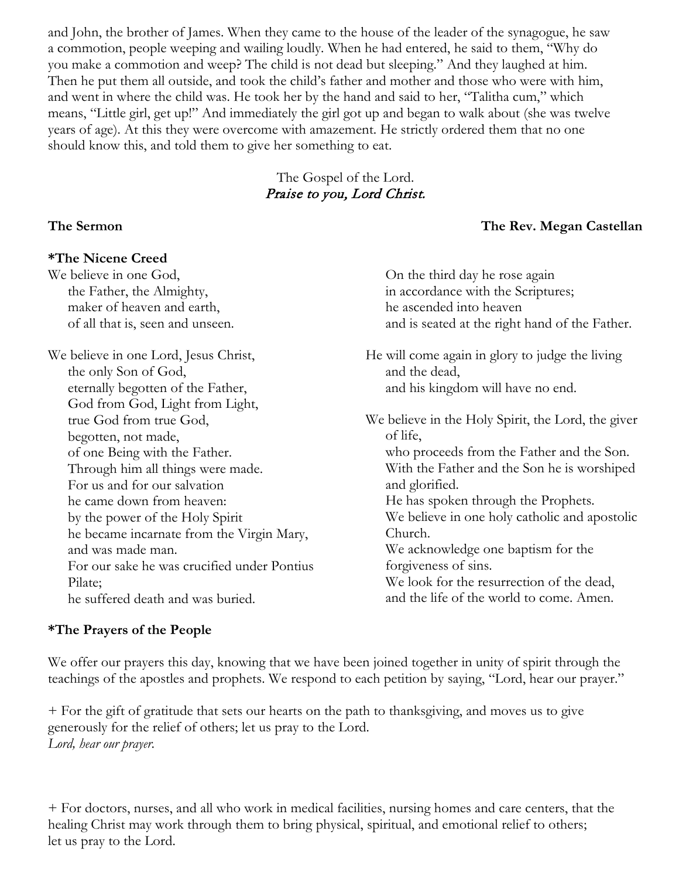and John, the brother of James. When they came to the house of the leader of the synagogue, he saw a commotion, people weeping and wailing loudly. When he had entered, he said to them, "Why do you make a commotion and weep? The child is not dead but sleeping." And they laughed at him. Then he put them all outside, and took the child's father and mother and those who were with him, and went in where the child was. He took her by the hand and said to her, "Talitha cum," which means, "Little girl, get up!" And immediately the girl got up and began to walk about (she was twelve years of age). At this they were overcome with amazement. He strictly ordered them that no one should know this, and told them to give her something to eat.

The Gospel of the Lord.
*Praise to you, Lord Christ.*

**The Sermon** **The Rev. Megan Castellan**

**\*The Nicene Creed**

We believe in one God,
the Father, the Almighty,
maker of heaven and earth,
of all that is, seen and unseen.

We believe in one Lord, Jesus Christ,
the only Son of God,
eternally begotten of the Father,
God from God, Light from Light,
true God from true God,
begotten, not made,
of one Being with the Father.
Through him all things were made.
For us and for our salvation
he came down from heaven:
by the power of the Holy Spirit
he became incarnate from the Virgin Mary,
and was made man.
For our sake he was crucified under Pontius Pilate;
he suffered death and was buried.
On the third day he rose again
in accordance with the Scriptures;
he ascended into heaven
and is seated at the right hand of the Father.

He will come again in glory to judge the living and the dead,
and his kingdom will have no end.

We believe in the Holy Spirit, the Lord, the giver of life,
who proceeds from the Father and the Son.
With the Father and the Son he is worshiped and glorified.
He has spoken through the Prophets.
We believe in one holy catholic and apostolic Church.
We acknowledge one baptism for the forgiveness of sins.
We look for the resurrection of the dead,
and the life of the world to come. Amen.

**\*The Prayers of the People**

We offer our prayers this day, knowing that we have been joined together in unity of spirit through the teachings of the apostles and prophets. We respond to each petition by saying, "Lord, hear our prayer."

+ For the gift of gratitude that sets our hearts on the path to thanksgiving, and moves us to give generously for the relief of others; let us pray to the Lord.
*Lord, hear our prayer.*

+ For doctors, nurses, and all who work in medical facilities, nursing homes and care centers, that the healing Christ may work through them to bring physical, spiritual, and emotional relief to others; let us pray to the Lord.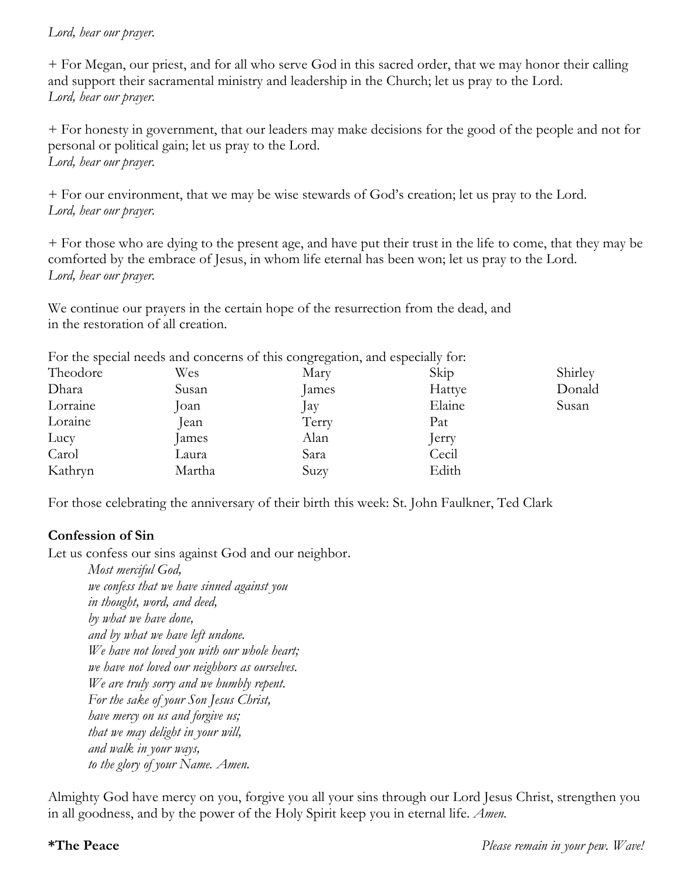*Lord, hear our prayer.*

+ For Megan, our priest, and for all who serve God in this sacred order, that we may honor their calling and support their sacramental ministry and leadership in the Church; let us pray to the Lord.
*Lord, hear our prayer.*

+ For honesty in government, that our leaders may make decisions for the good of the people and not for personal or political gain; let us pray to the Lord.
*Lord, hear our prayer.*

+ For our environment, that we may be wise stewards of God's creation; let us pray to the Lord.
*Lord, hear our prayer.*

+ For those who are dying to the present age, and have put their trust in the life to come, that they may be comforted by the embrace of Jesus, in whom life eternal has been won; let us pray to the Lord.
*Lord, hear our prayer.*

We continue our prayers in the certain hope of the resurrection from the dead, and in the restoration of all creation.

For the special needs and concerns of this congregation, and especially for:

| | | | | |
|---|---|---|---|---|
| Theodore | Wes | Mary | Skip | Shirley |
| Dhara | Susan | James | Hattye | Donald |
| Lorraine | Joan | Jay | Elaine | Susan |
| Loraine | Jean | Terry | Pat | |
| Lucy | James | Alan | Jerry | |
| Carol | Laura | Sara | Cecil | |
| Kathryn | Martha | Suzy | Edith | |

For those celebrating the anniversary of their birth this week: St. John Faulkner, Ted Clark

**Confession of Sin**

Let us confess our sins against God and our neighbor.

*Most merciful God,*
*we confess that we have sinned against you*
*in thought, word, and deed,*
*by what we have done,*
*and by what we have left undone.*
*We have not loved you with our whole heart;*
*we have not loved our neighbors as ourselves.*
*We are truly sorry and we humbly repent.*
*For the sake of your Son Jesus Christ,*
*have mercy on us and forgive us;*
*that we may delight in your will,*
*and walk in your ways,*
*to the glory of your Name. Amen.*

Almighty God have mercy on you, forgive you all your sins through our Lord Jesus Christ, strengthen you in all goodness, and by the power of the Holy Spirit keep you in eternal life. *Amen.*

**\*The Peace** *Please remain in your pew. Wave!*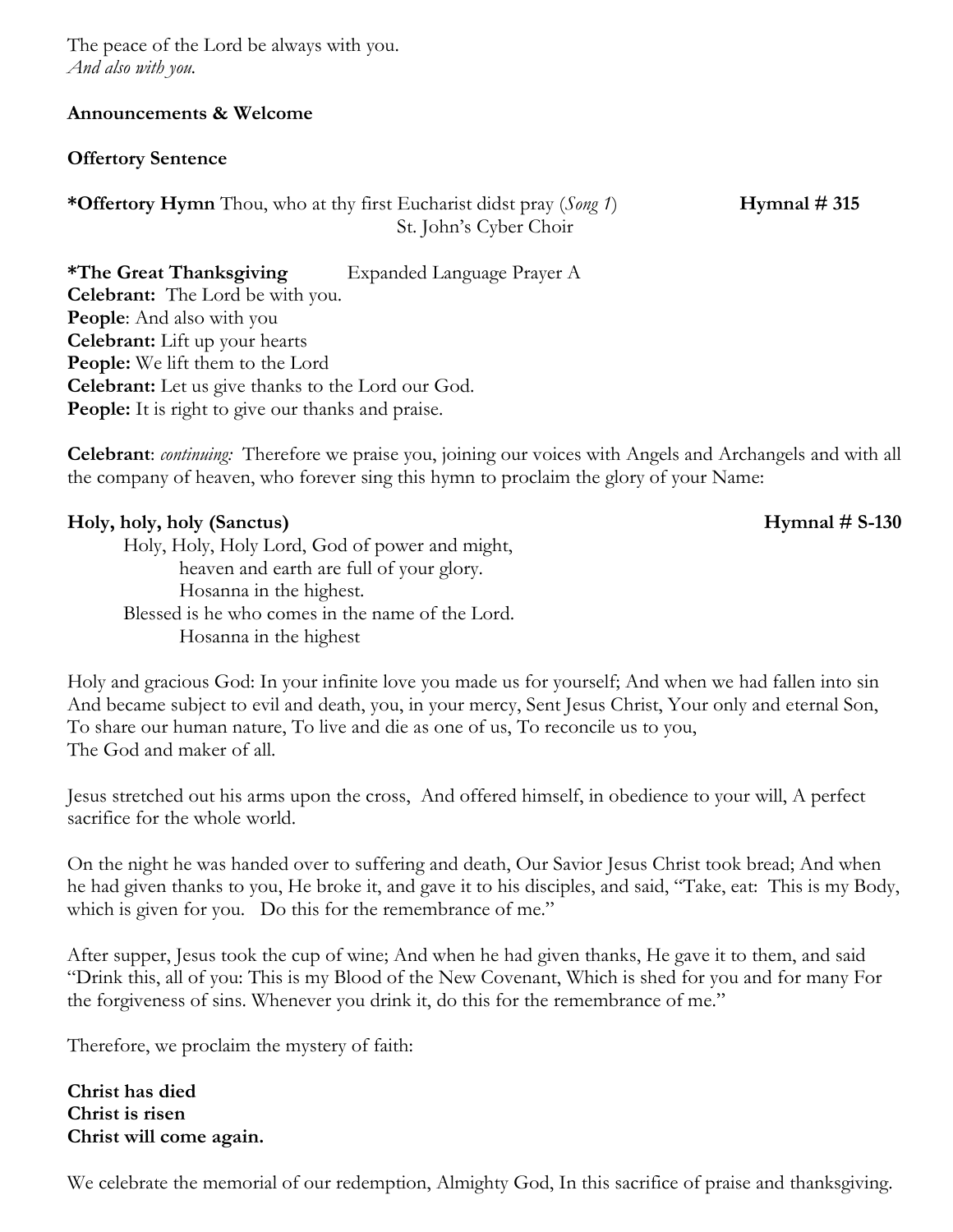The peace of the Lord be always with you.
*And also with you.*

**Announcements & Welcome**

**Offertory Sentence**

***Offertory Hymn** Thou, who at thy first Eucharist didst pray (*Song 1*) **Hymnal # 315**
St. John's Cyber Choir

***The Great Thanksgiving** Expanded Language Prayer A
**Celebrant:** The Lord be with you.
**People**: And also with you
**Celebrant:** Lift up your hearts
**People:** We lift them to the Lord
**Celebrant:** Let us give thanks to the Lord our God.
**People:** It is right to give our thanks and praise.

**Celebrant**: *continuing:* Therefore we praise you, joining our voices with Angels and Archangels and with all the company of heaven, who forever sing this hymn to proclaim the glory of your Name:

**Holy, holy, holy (Sanctus) Hymnal # S-130**

Holy, Holy, Holy Lord, God of power and might,
heaven and earth are full of your glory.
Hosanna in the highest.
Blessed is he who comes in the name of the Lord.
Hosanna in the highest

Holy and gracious God: In your infinite love you made us for yourself; And when we had fallen into sin And became subject to evil and death, you, in your mercy, Sent Jesus Christ, Your only and eternal Son, To share our human nature, To live and die as one of us, To reconcile us to you,
The God and maker of all.

Jesus stretched out his arms upon the cross, And offered himself, in obedience to your will, A perfect sacrifice for the whole world.

On the night he was handed over to suffering and death, Our Savior Jesus Christ took bread; And when he had given thanks to you, He broke it, and gave it to his disciples, and said, "Take, eat: This is my Body, which is given for you. Do this for the remembrance of me."

After supper, Jesus took the cup of wine; And when he had given thanks, He gave it to them, and said "Drink this, all of you: This is my Blood of the New Covenant, Which is shed for you and for many For the forgiveness of sins. Whenever you drink it, do this for the remembrance of me."

Therefore, we proclaim the mystery of faith:

**Christ has died**
**Christ is risen**
**Christ will come again.**

We celebrate the memorial of our redemption, Almighty God, In this sacrifice of praise and thanksgiving.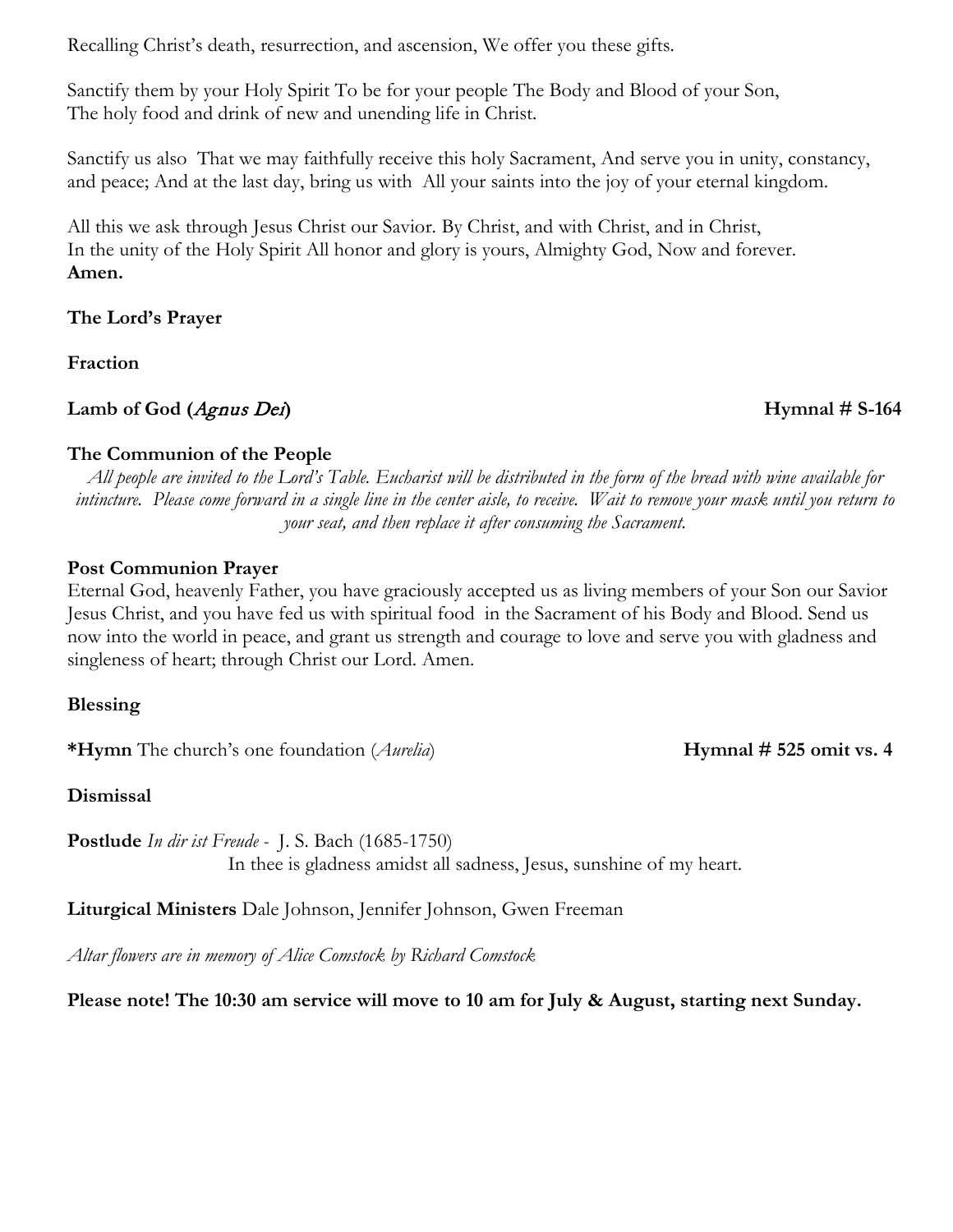Recalling Christ's death, resurrection, and ascension, We offer you these gifts.

Sanctify them by your Holy Spirit To be for your people The Body and Blood of your Son,
The holy food and drink of new and unending life in Christ.

Sanctify us also That we may faithfully receive this holy Sacrament, And serve you in unity, constancy, and peace; And at the last day, bring us with All your saints into the joy of your eternal kingdom.

All this we ask through Jesus Christ our Savior. By Christ, and with Christ, and in Christ,
In the unity of the Holy Spirit All honor and glory is yours, Almighty God, Now and forever.
**Amen.**

**The Lord's Prayer**

**Fraction**

**Lamb of God (*Agnus Dei*)** **Hymnal # S-164**

**The Communion of the People**

*All people are invited to the Lord's Table. Eucharist will be distributed in the form of the bread with wine available for intincture. Please come forward in a single line in the center aisle, to receive. Wait to remove your mask until you return to your seat, and then replace it after consuming the Sacrament.*

**Post Communion Prayer**

Eternal God, heavenly Father, you have graciously accepted us as living members of your Son our Savior Jesus Christ, and you have fed us with spiritual food in the Sacrament of his Body and Blood. Send us now into the world in peace, and grant us strength and courage to love and serve you with gladness and singleness of heart; through Christ our Lord. Amen.

**Blessing**

**\*Hymn** The church's one foundation (*Aurelia*) **Hymnal # 525 omit vs. 4**

**Dismissal**

**Postlude** *In dir ist Freude* - J. S. Bach (1685-1750)
In thee is gladness amidst all sadness, Jesus, sunshine of my heart.

**Liturgical Ministers** Dale Johnson, Jennifer Johnson, Gwen Freeman

*Altar flowers are in memory of Alice Comstock by Richard Comstock*

**Please note! The 10:30 am service will move to 10 am for July & August, starting next Sunday.**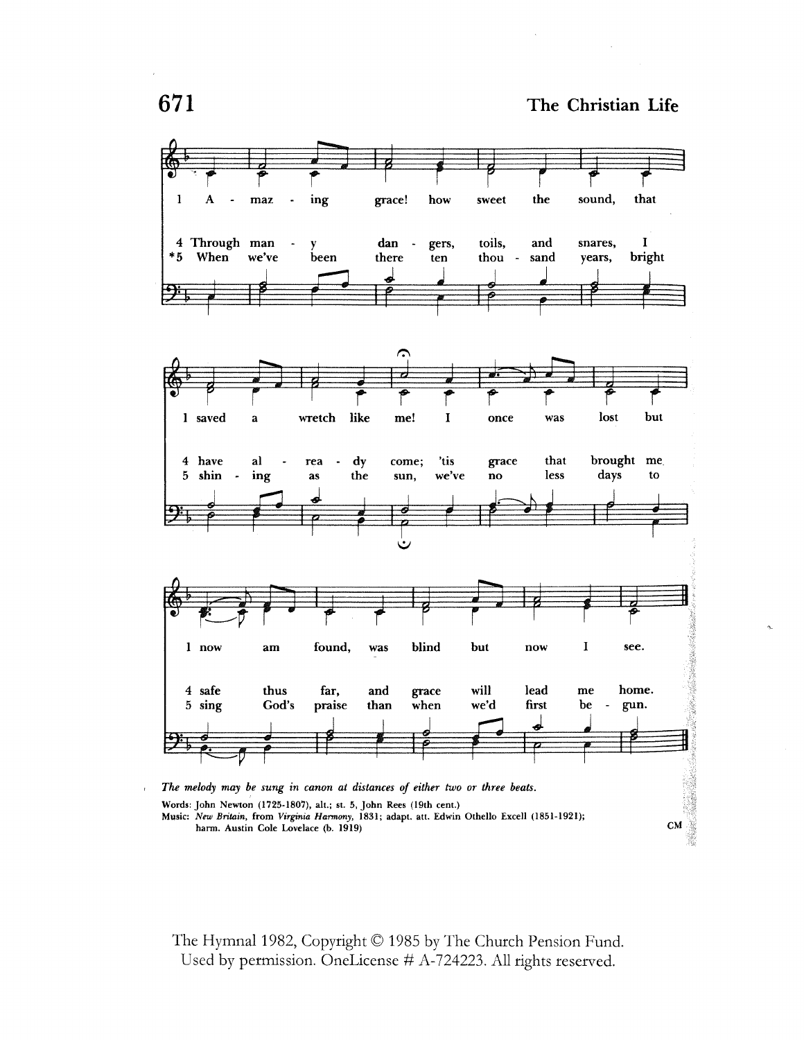## 671

**The Christian Life**

1 Amazing grace! how sweet the sound, that saved a wretch like me! I once was lost but now am found, was blind but now I see.

4 Through many dangers, toils, and snares, I have already come; 'tis grace that brought me safe thus far, and grace will lead me home.

*5 When we've been there ten thousand years, bright shining as the sun, we've no less days to sing God's praise than when we'd first begun.

*The melody may be sung in canon at distances of either two or three beats.*

Words: John Newton (1725-1807), alt.; st. 5, John Rees (19th cent.)
Music: *New Britain*, from *Virginia Harmony*, 1831; adapt. att. Edwin Othello Excell (1851-1921); harm. Austin Cole Lovelace (b. 1919)

CM

The Hymnal 1982, Copyright © 1985 by The Church Pension Fund.
Used by permission. OneLicense # A-724223. All rights reserved.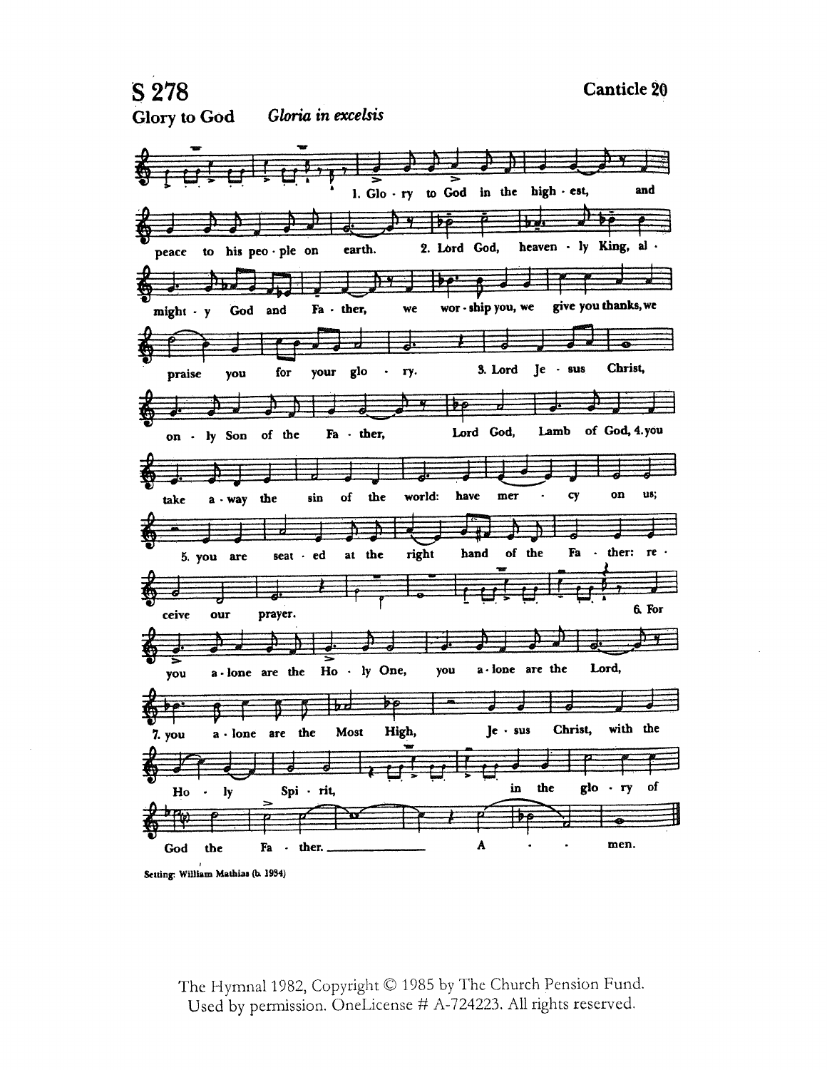# S 278

**Canticle 20**

## Glory to God *Gloria in excelsis*

1. Glory to God in the highest, and peace to his people on earth.
2. Lord God, heavenly King, almighty God and Father, we worship you, we give you thanks, we praise you for your glory.
3. Lord Jesus Christ, only Son of the Father, Lord God, Lamb of God,
4. you take away the sin of the world: have mercy on us;
5. you are seated at the right hand of the Father: receive our prayer.
6. For you alone are the Holy One, you alone are the Lord,
7. you alone are the Most High, Jesus Christ, with the Holy Spirit, in the glory of God the Father. Amen.

Setting: William Mathias (b. 1934)

The Hymnal 1982, Copyright © 1985 by The Church Pension Fund.
Used by permission. OneLicense # A-724223. All rights reserved.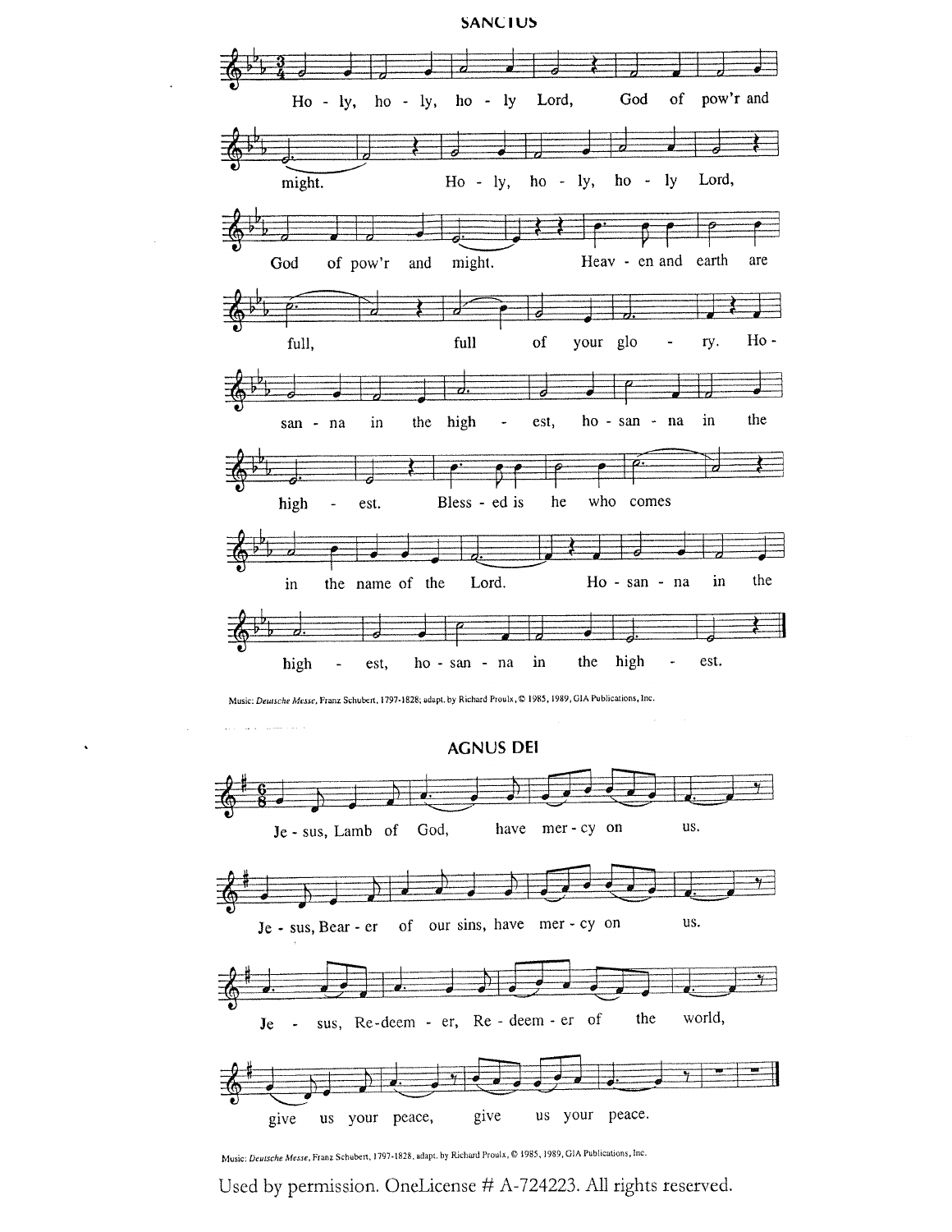## SANCTUS

Ho - ly, ho - ly, ho - ly Lord, God of pow'r and might. Ho - ly, ho - ly, ho - ly Lord, God of pow'r and might. Heav - en and earth are full, full of your glo - ry. Ho - san - na in the high - est, ho - san - na in the high - est. Bless - ed is he who comes in the name of the Lord. Ho - san - na in the high - est, ho - san - na in the high - est.

Music: *Deutsche Messe*, Franz Schubert, 1797-1828; adapt. by Richard Proulx, © 1985, 1989, GIA Publications, Inc.

## AGNUS DEI

Je - sus, Lamb of God, have mer - cy on us.

Je - sus, Bear - er of our sins, have mer - cy on us.

Je - sus, Re - deem - er, Re - deem - er of the world,

give us your peace, give us your peace.

Music: *Deutsche Messe*, Franz Schubert, 1797-1828, adapt. by Richard Proulx, © 1985, 1989, GIA Publications, Inc.

Used by permission. OneLicense # A-724223. All rights reserved.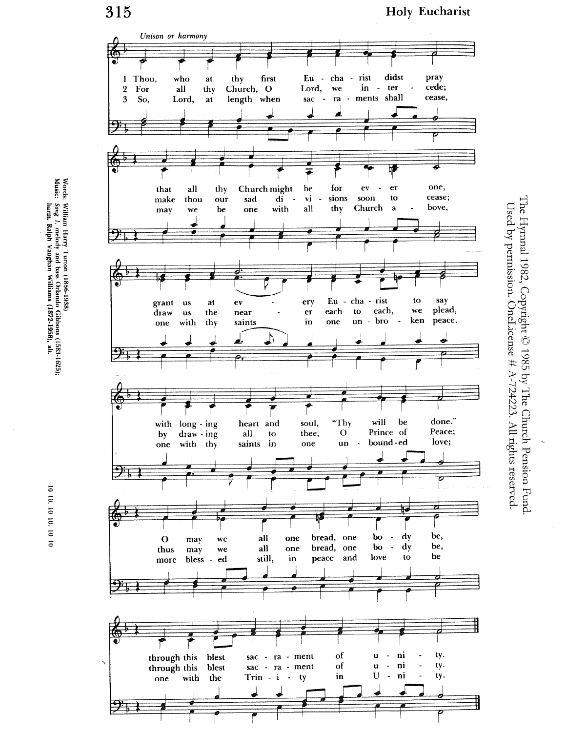# Holy Eucharist

*Unison or harmony*

1 Thou, who at thy first Eu - cha - rist didst pray
that all thy Church might be for ev - er one,
grant us at ev - ery Eu - cha - rist to say
with long - ing heart and soul, "Thy will be done."
O may we all one bread, one bo - dy be,
through this blest sac - ra - ment of u - ni - ty.

2 For all thy Church, O Lord, we in - ter - cede;
make thou our sad di - vi - sions soon to cease;
draw us the near - er each to each, we plead,
by draw - ing all to thee, O Prince of Peace;
thus may we all one bread, one bo - dy be,
through this blest sac - ra - ment of u - ni - ty.

3 So, Lord, at length when sac - ra - ments shall cease,
may we be one with all thy Church a - bove,
one with thy saints in one un - bro - ken peace,
one with thy saints in one un - bound - ed love;
more bless - ed still, in peace and love to be
one with the Trin - i - ty in U - ni - ty.

Words: William Harry Turton (1856-1938)
Music: *Song 1*, melody and bass Orlando Gibbons (1583-1625); harm. Ralph Vaughan Williams (1872-1958), alt.

10 10. 10 10. 10 10

The Hymnal 1982, Copyright © 1985 by The Church Pension Fund. Used by permission. OneLicense # A-724223. All rights reserved.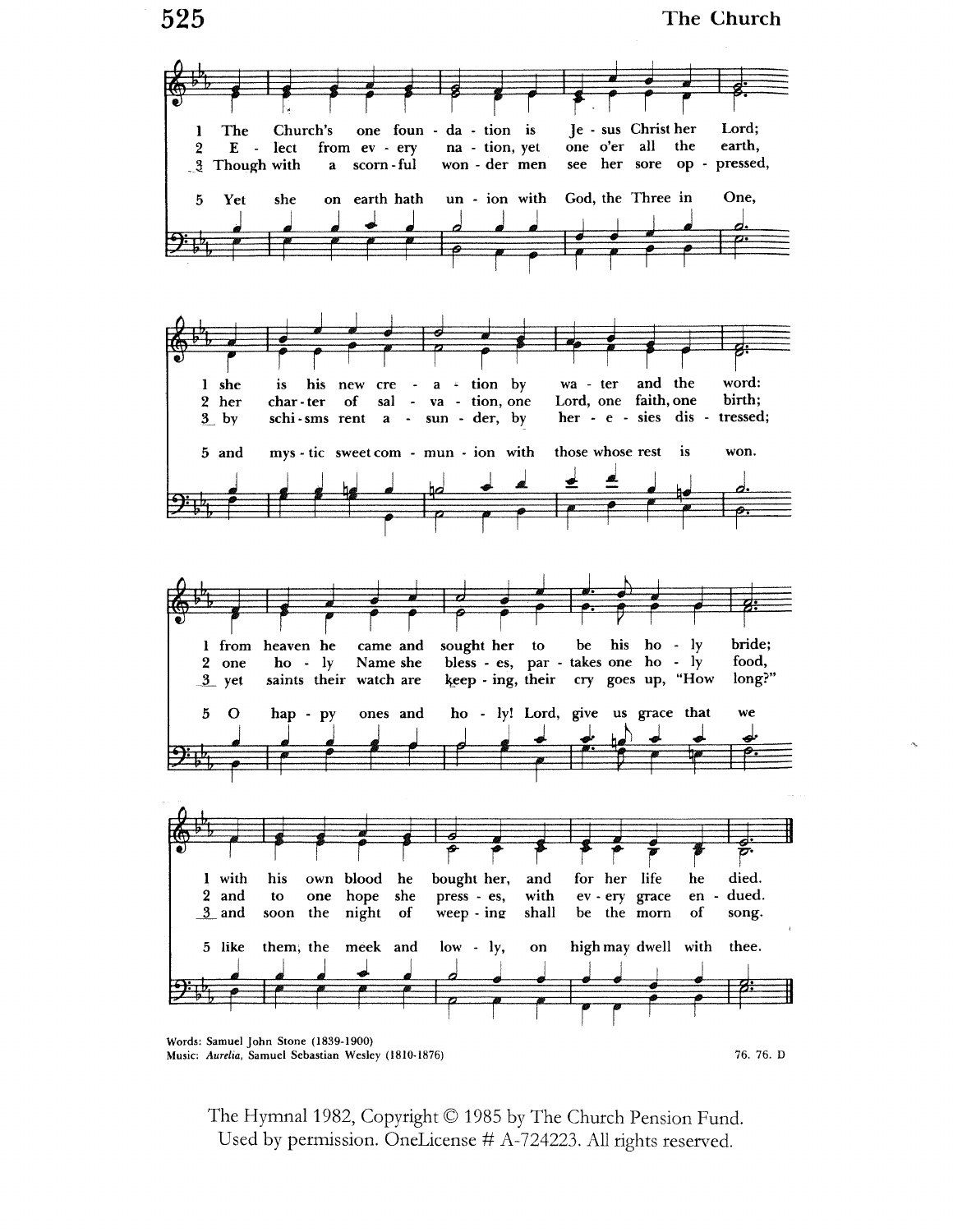The Church

1 The Church's one foundation is Jesus Christ her Lord;
2 Elect from every nation, yet one o'er all the earth,
3 Though with a scornful wonder men see her sore oppressed,

5 Yet she on earth hath union with God, the Three in One,

1 she is his new creation by water and the word:
2 her charter of salvation, one Lord, one faith, one birth;
3 by schisms rent asunder, by heresies distressed;

5 and mystic sweet communion with those whose rest is won.

1 from heaven he came and sought her to be his holy bride;
2 one holy Name she blesses, partakes one holy food,
3 yet saints their watch are keeping, their cry goes up, "How long?"

5 O happy ones and holy! Lord, give us grace that we

1 with his own blood he bought her, and for her life he died.
2 and to one hope she presses, with every grace endued.
3 and soon the night of weeping shall be the morn of song.

5 like them, the meek and lowly, on high may dwell with thee.

Words: Samuel John Stone (1839-1900)
Music: *Aurelia*, Samuel Sebastian Wesley (1810-1876)

76. 76. D

The Hymnal 1982, Copyright © 1985 by The Church Pension Fund.
Used by permission. OneLicense # A-724223. All rights reserved.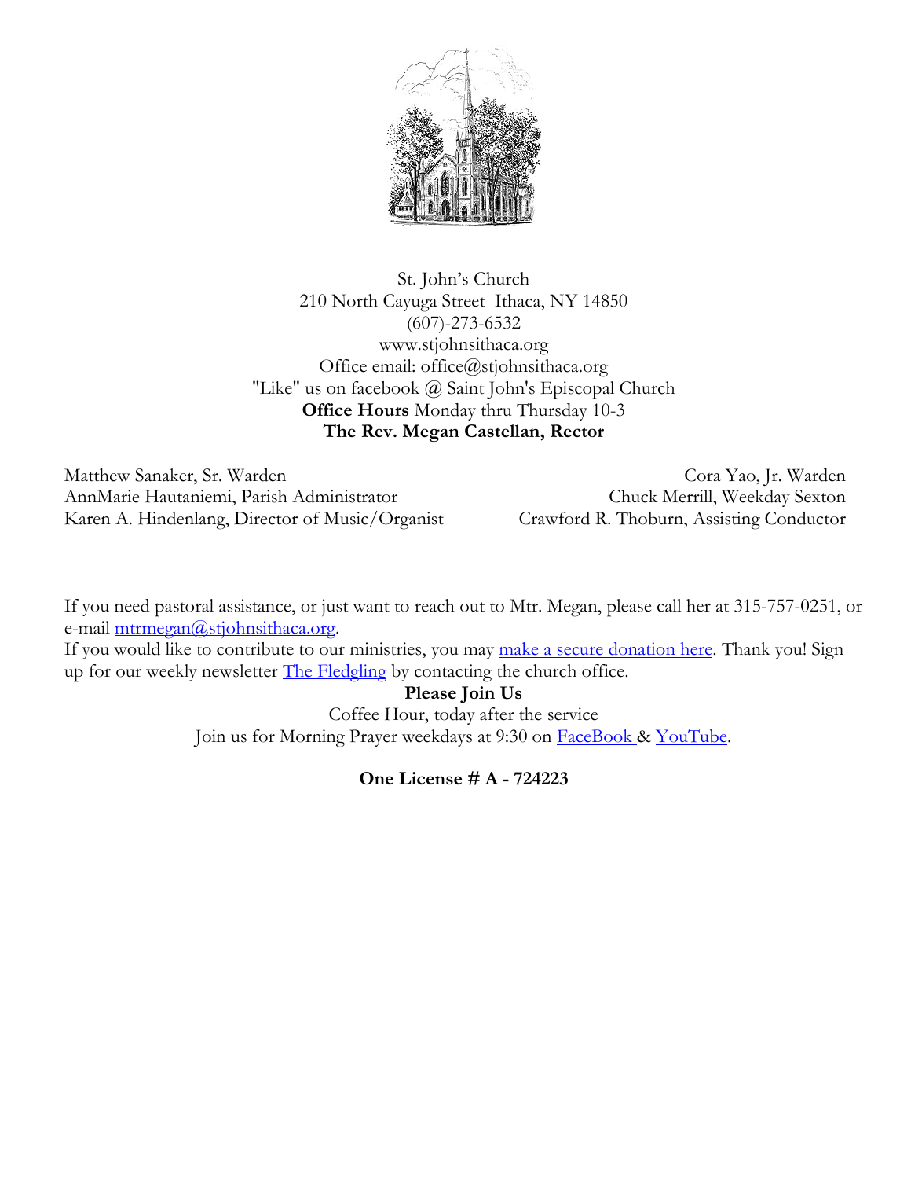St. John's Church
210 North Cayuga Street Ithaca, NY 14850
(607)-273-6532
www.stjohnsithaca.org
Office email: office@stjohnsithaca.org
"Like" us on facebook @ Saint John's Episcopal Church
**Office Hours** Monday thru Thursday 10-3
**The Rev. Megan Castellan, Rector**

Matthew Sanaker, Sr. Warden
Cora Yao, Jr. Warden
AnnMarie Hautaniemi, Parish Administrator
Chuck Merrill, Weekday Sexton
Karen A. Hindenlang, Director of Music/Organist
Crawford R. Thoburn, Assisting Conductor

If you need pastoral assistance, or just want to reach out to Mtr. Megan, please call her at 315-757-0251, or e-mail mtrmegan@stjohnsithaca.org.
If you would like to contribute to our ministries, you may make a secure donation here. Thank you! Sign up for our weekly newsletter The Fledgling by contacting the church office.

**Please Join Us**

Coffee Hour, today after the service
Join us for Morning Prayer weekdays at 9:30 on FaceBook & YouTube.

**One License # A - 724223**